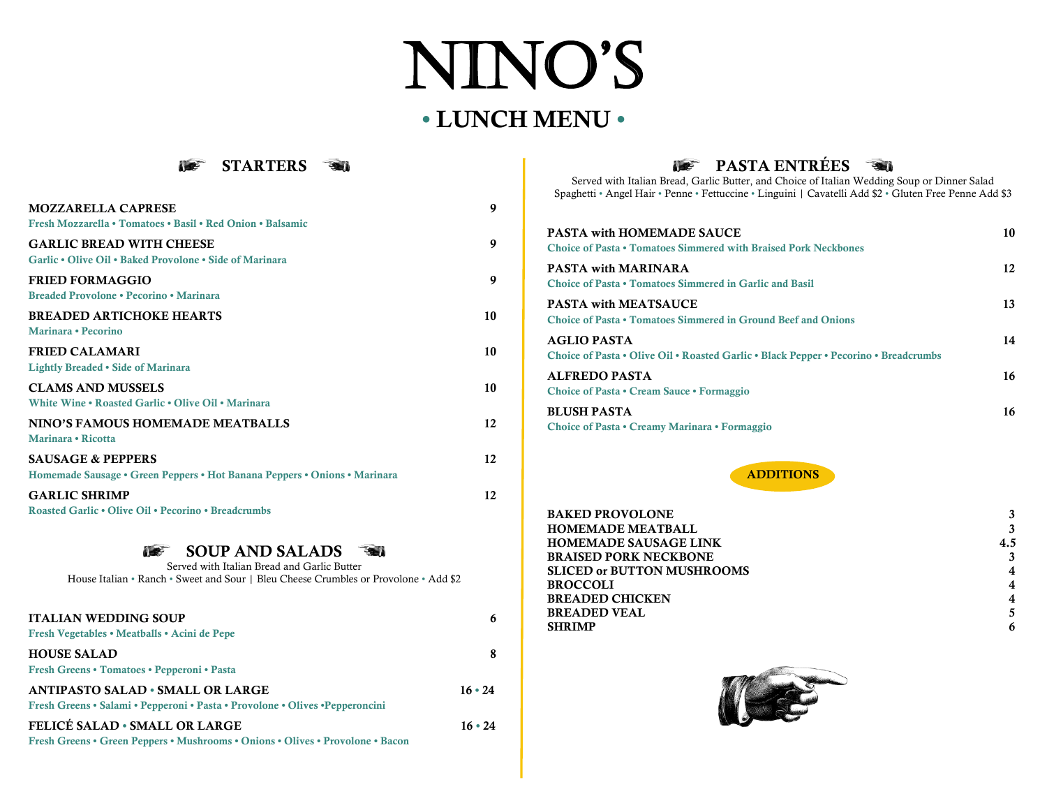# NINO'S

## • LUNCH MENU •

## STARTERS

**MOZZARELLA CAPRESE** — 9
Fresh Mozzarella • Tomatoes • Basil • Red Onion • Balsamic

**GARLIC BREAD WITH CHEESE** — 9
Garlic • Olive Oil • Baked Provolone • Side of Marinara

**FRIED FORMAGGIO** — 9
Breaded Provolone • Pecorino • Marinara

**BREADED ARTICHOKE HEARTS** — 10
Marinara • Pecorino

**FRIED CALAMARI** — 10
Lightly Breaded • Side of Marinara

**CLAMS AND MUSSELS** — 10
White Wine • Roasted Garlic • Olive Oil • Marinara

**NINO'S FAMOUS HOMEMADE MEATBALLS** — 12
Marinara • Ricotta

**SAUSAGE & PEPPERS** — 12
Homemade Sausage • Green Peppers • Hot Banana Peppers • Onions • Marinara

**GARLIC SHRIMP** — 12
Roasted Garlic • Olive Oil • Pecorino • Breadcrumbs

## SOUP AND SALADS

Served with Italian Bread and Garlic Butter
House Italian • Ranch • Sweet and Sour | Bleu Cheese Crumbles or Provolone • Add $2

**ITALIAN WEDDING SOUP** — 6
Fresh Vegetables • Meatballs • Acini de Pepe

**HOUSE SALAD** — 8
Fresh Greens • Tomatoes • Pepperoni • Pasta

**ANTIPASTO SALAD • SMALL OR LARGE** — 16 • 24
Fresh Greens • Salami • Pepperoni • Pasta • Provolone • Olives •Pepperoncini

**FELICÉ SALAD • SMALL OR LARGE** — 16 • 24
Fresh Greens • Green Peppers • Mushrooms • Onions • Olives • Provolone • Bacon

## PASTA ENTRÉES

Served with Italian Bread, Garlic Butter, and Choice of Italian Wedding Soup or Dinner Salad
Spaghetti • Angel Hair • Penne • Fettuccine • Linguini | Cavatelli Add $2 • Gluten Free Penne Add $3

**PASTA with HOMEMADE SAUCE** — 10
Choice of Pasta • Tomatoes Simmered with Braised Pork Neckbones

**PASTA with MARINARA** — 12
Choice of Pasta • Tomatoes Simmered in Garlic and Basil

**PASTA with MEATSAUCE** — 13
Choice of Pasta • Tomatoes Simmered in Ground Beef and Onions

**AGLIO PASTA** — 14
Choice of Pasta • Olive Oil • Roasted Garlic • Black Pepper • Pecorino • Breadcrumbs

**ALFREDO PASTA** — 16
Choice of Pasta • Cream Sauce • Formaggio

**BLUSH PASTA** — 16
Choice of Pasta • Creamy Marinara • Formaggio

### ADDITIONS

| Item | Price |
|---|---|
| BAKED PROVOLONE | 3 |
| HOMEMADE MEATBALL | 3 |
| HOMEMADE SAUSAGE LINK | 4.5 |
| BRAISED PORK NECKBONE | 3 |
| SLICED or BUTTON MUSHROOMS | 4 |
| BROCCOLI | 4 |
| BREADED CHICKEN | 4 |
| BREADED VEAL | 5 |
| SHRIMP | 6 |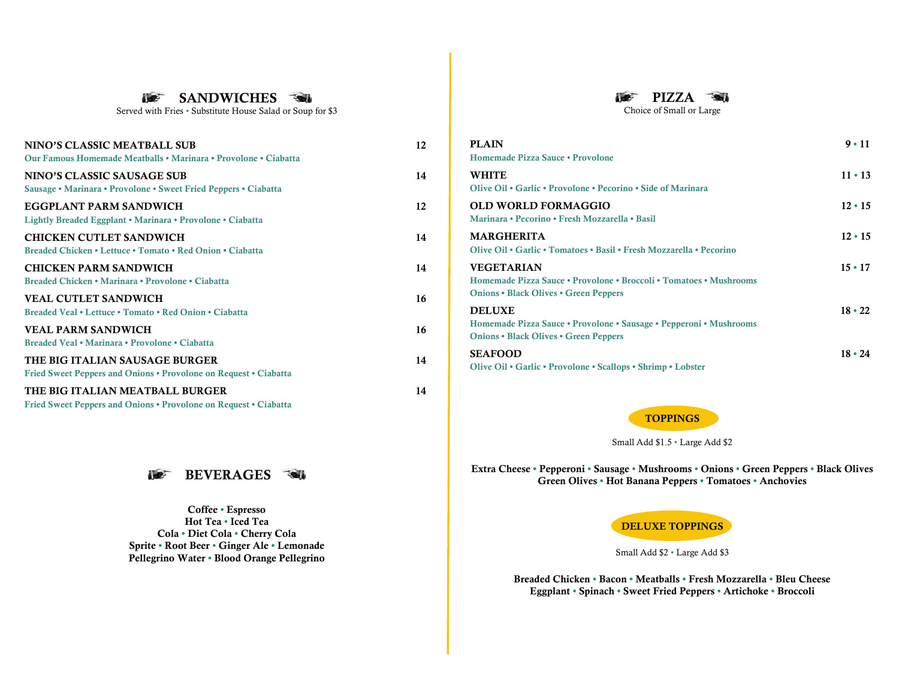## SANDWICHES

Served with Fries • Substitute House Salad or Soup for $3

**NINO'S CLASSIC MEATBALL SUB** — 12
Our Famous Homemade Meatballs • Marinara • Provolone • Ciabatta

**NINO'S CLASSIC SAUSAGE SUB** — 14
Sausage • Marinara • Provolone • Sweet Fried Peppers • Ciabatta

**EGGPLANT PARM SANDWICH** — 12
Lightly Breaded Eggplant • Marinara • Provolone • Ciabatta

**CHICKEN CUTLET SANDWICH** — 14
Breaded Chicken • Lettuce • Tomato • Red Onion • Ciabatta

**CHICKEN PARM SANDWICH** — 14
Breaded Chicken • Marinara • Provolone • Ciabatta

**VEAL CUTLET SANDWICH** — 16
Breaded Veal • Lettuce • Tomato • Red Onion • Ciabatta

**VEAL PARM SANDWICH** — 16
Breaded Veal • Marinara • Provolone • Ciabatta

**THE BIG ITALIAN SAUSAGE BURGER** — 14
Fried Sweet Peppers and Onions • Provolone on Request • Ciabatta

**THE BIG ITALIAN MEATBALL BURGER** — 14
Fried Sweet Peppers and Onions • Provolone on Request • Ciabatta

## BEVERAGES

**Coffee • Espresso**
**Hot Tea • Iced Tea**
**Cola • Diet Cola • Cherry Cola**
**Sprite • Root Beer • Ginger Ale • Lemonade**
**Pellegrino Water • Blood Orange Pellegrino**

## PIZZA

Choice of Small or Large

**PLAIN** — 9 • 11
Homemade Pizza Sauce • Provolone

**WHITE** — 11 • 13
Olive Oil • Garlic • Provolone • Pecorino • Side of Marinara

**OLD WORLD FORMAGGIO** — 12 • 15
Marinara • Pecorino • Fresh Mozzarella • Basil

**MARGHERITA** — 12 • 15
Olive Oil • Garlic • Tomatoes • Basil • Fresh Mozzarella • Pecorino

**VEGETARIAN** — 15 • 17
Homemade Pizza Sauce • Provolone • Broccoli • Tomatoes • Mushrooms
Onions • Black Olives • Green Peppers

**DELUXE** — 18 • 22
Homemade Pizza Sauce • Provolone • Sausage • Pepperoni • Mushrooms
Onions • Black Olives • Green Peppers

**SEAFOOD** — 18 • 24
Olive Oil • Garlic • Provolone • Scallops • Shrimp • Lobster

### TOPPINGS

Small Add $1.5 • Large Add $2

**Extra Cheese • Pepperoni • Sausage • Mushrooms • Onions • Green Peppers • Black Olives**
**Green Olives • Hot Banana Peppers • Tomatoes • Anchovies**

### DELUXE TOPPINGS

Small Add $2 • Large Add $3

**Breaded Chicken • Bacon • Meatballs • Fresh Mozzarella • Bleu Cheese**
**Eggplant • Spinach • Sweet Fried Peppers • Artichoke • Broccoli**